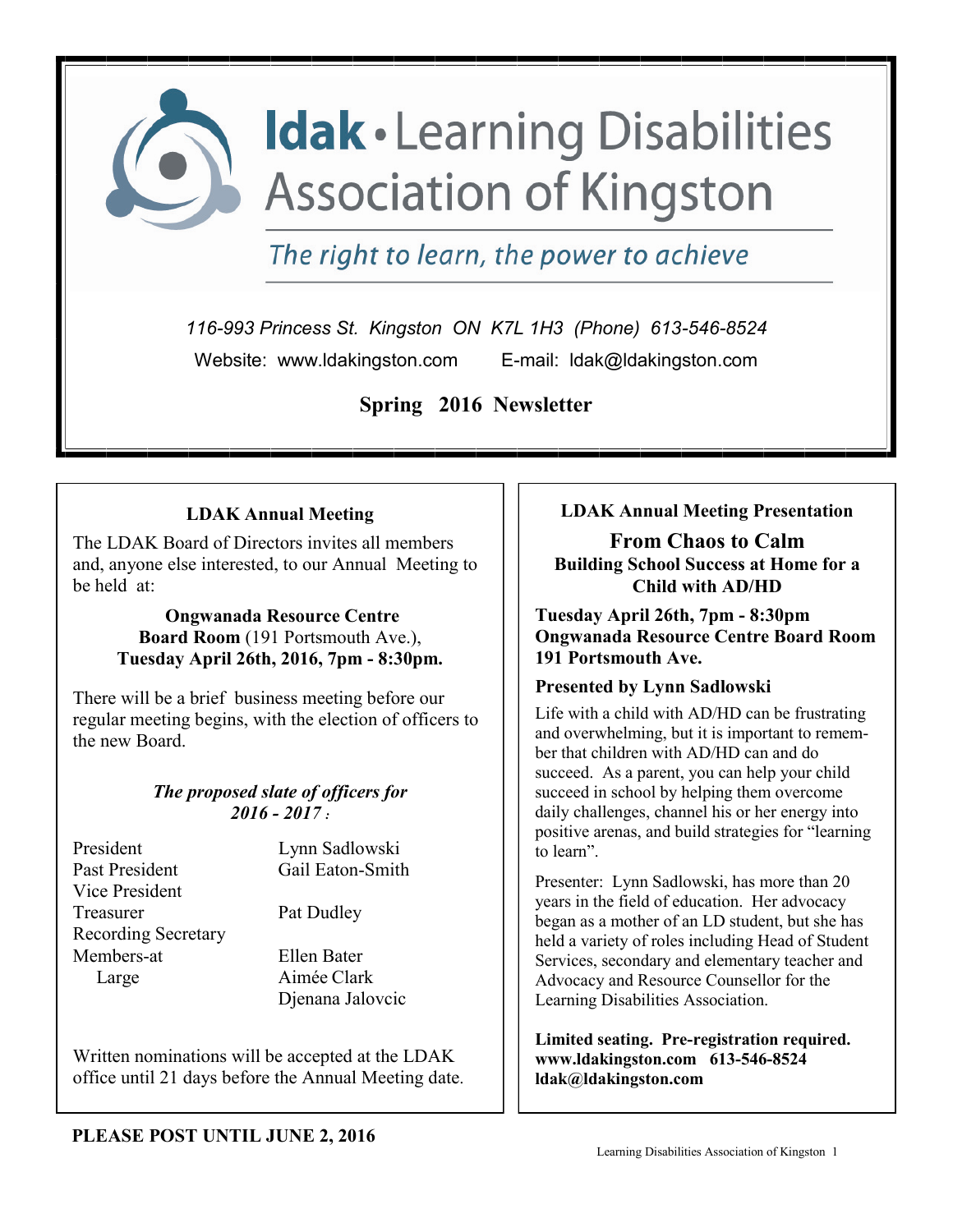# ldak • Learning Disabilities Association of Kingston

*The right to learn, the power to achieve*

*116-993 Princess St. Kingston ON K7L 1H3 (Phone) 613-546-8524*

Website: www.ldakingston.com E-mail: ldak@ldakingston.com

**Spring 2016 Newsletter**

## LDAK Annual Meeting

The LDAK Board of Directors invites all members and, anyone else interested, to our Annual Meeting to be held at:

**Ongwanada Resource Centre**
**Board Room** (191 Portsmouth Ave.),
**Tuesday April 26th, 2016, 7pm - 8:30pm.**

There will be a brief business meeting before our regular meeting begins, with the election of officers to the new Board.

***The proposed slate of officers for 2016 - 2017 :***

| | |
|---|---|
| President | Lynn Sadlowski |
| Past President | Gail Eaton-Smith |
| Vice President | |
| Treasurer | Pat Dudley |
| Recording Secretary | |
| Members-at Large | Ellen Bater |
| | Aimée Clark |
| | Djenana Jalovcic |

Written nominations will be accepted at the LDAK office until 21 days before the Annual Meeting date.

## LDAK Annual Meeting Presentation

### From Chaos to Calm

**Building School Success at Home for a Child with AD/HD**

**Tuesday April 26th, 7pm - 8:30pm**
**Ongwanada Resource Centre Board Room**
**191 Portsmouth Ave.**

**Presented by Lynn Sadlowski**

Life with a child with AD/HD can be frustrating and overwhelming, but it is important to remember that children with AD/HD can and do succeed. As a parent, you can help your child succeed in school by helping them overcome daily challenges, channel his or her energy into positive arenas, and build strategies for "learning to learn".

Presenter: Lynn Sadlowski, has more than 20 years in the field of education. Her advocacy began as a mother of an LD student, but she has held a variety of roles including Head of Student Services, secondary and elementary teacher and Advocacy and Resource Counsellor for the Learning Disabilities Association.

**Limited seating. Pre-registration required.**
**www.ldakingston.com 613-546-8524**
**ldak@ldakingston.com**

**PLEASE POST UNTIL JUNE 2, 2016**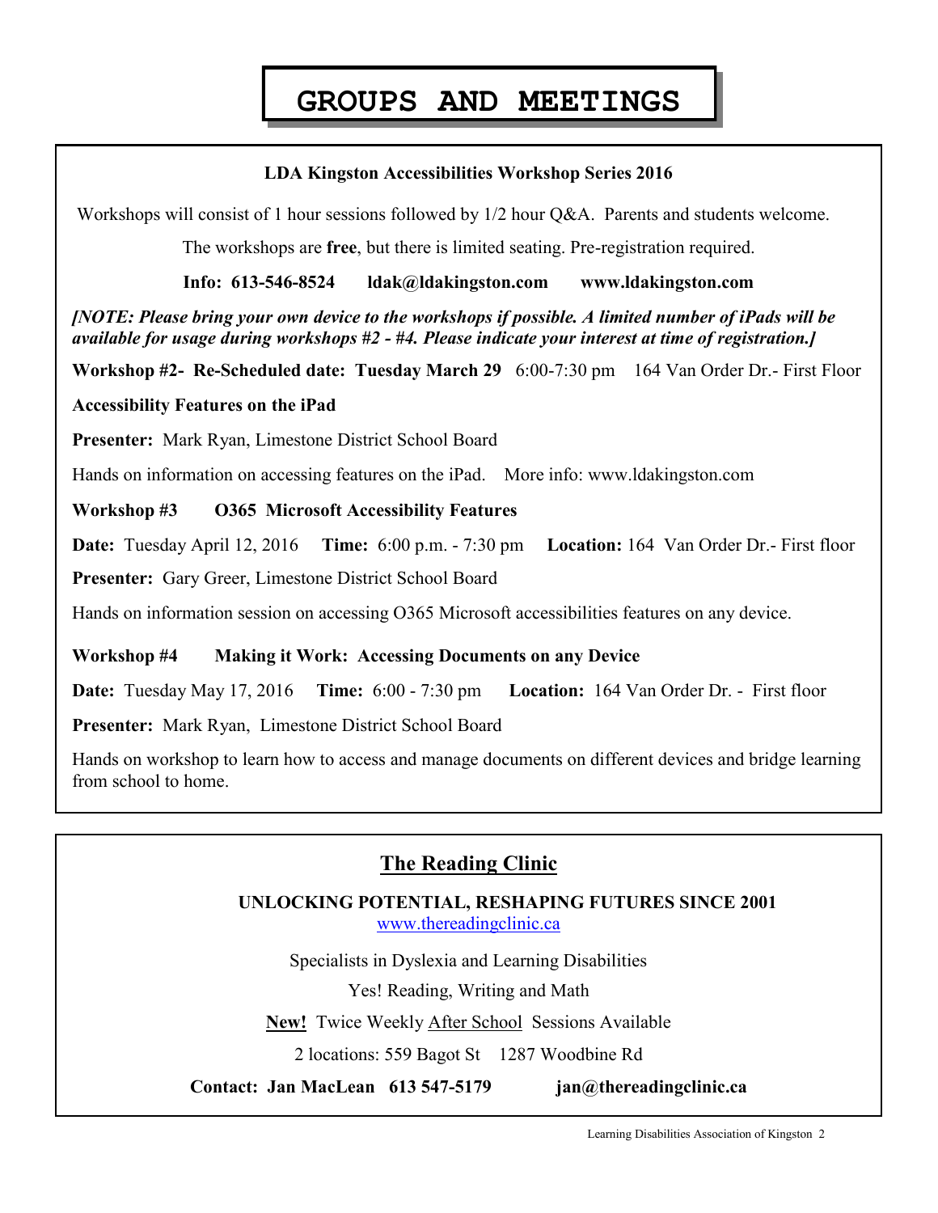# GROUPS AND MEETINGS

**LDA Kingston Accessibilities Workshop Series 2016**

Workshops will consist of 1 hour sessions followed by 1/2 hour Q&A. Parents and students welcome.

The workshops are **free**, but there is limited seating. Pre-registration required.

**Info: 613-546-8524 ldak@ldakingston.com www.ldakingston.com**

***[NOTE: Please bring your own device to the workshops if possible. A limited number of iPads will be available for usage during workshops #2 - #4. Please indicate your interest at time of registration.]***

**Workshop #2- Re-Scheduled date: Tuesday March 29** 6:00-7:30 pm 164 Van Order Dr.- First Floor

**Accessibility Features on the iPad**

**Presenter:** Mark Ryan, Limestone District School Board

Hands on information on accessing features on the iPad. More info: www.ldakingston.com

**Workshop #3 O365 Microsoft Accessibility Features**

**Date:** Tuesday April 12, 2016 **Time:** 6:00 p.m. - 7:30 pm **Location:** 164 Van Order Dr.- First floor

**Presenter:** Gary Greer, Limestone District School Board

Hands on information session on accessing O365 Microsoft accessibilities features on any device.

**Workshop #4 Making it Work: Accessing Documents on any Device**

**Date:** Tuesday May 17, 2016 **Time:** 6:00 - 7:30 pm **Location:** 164 Van Order Dr. - First floor

**Presenter:** Mark Ryan, Limestone District School Board

Hands on workshop to learn how to access and manage documents on different devices and bridge learning from school to home.

## The Reading Clinic

**UNLOCKING POTENTIAL, RESHAPING FUTURES SINCE 2001**
www.thereadingclinic.ca

Specialists in Dyslexia and Learning Disabilities

Yes! Reading, Writing and Math

**New!** Twice Weekly After School Sessions Available

2 locations: 559 Bagot St 1287 Woodbine Rd

**Contact: Jan MacLean 613 547-5179 jan@thereadingclinic.ca**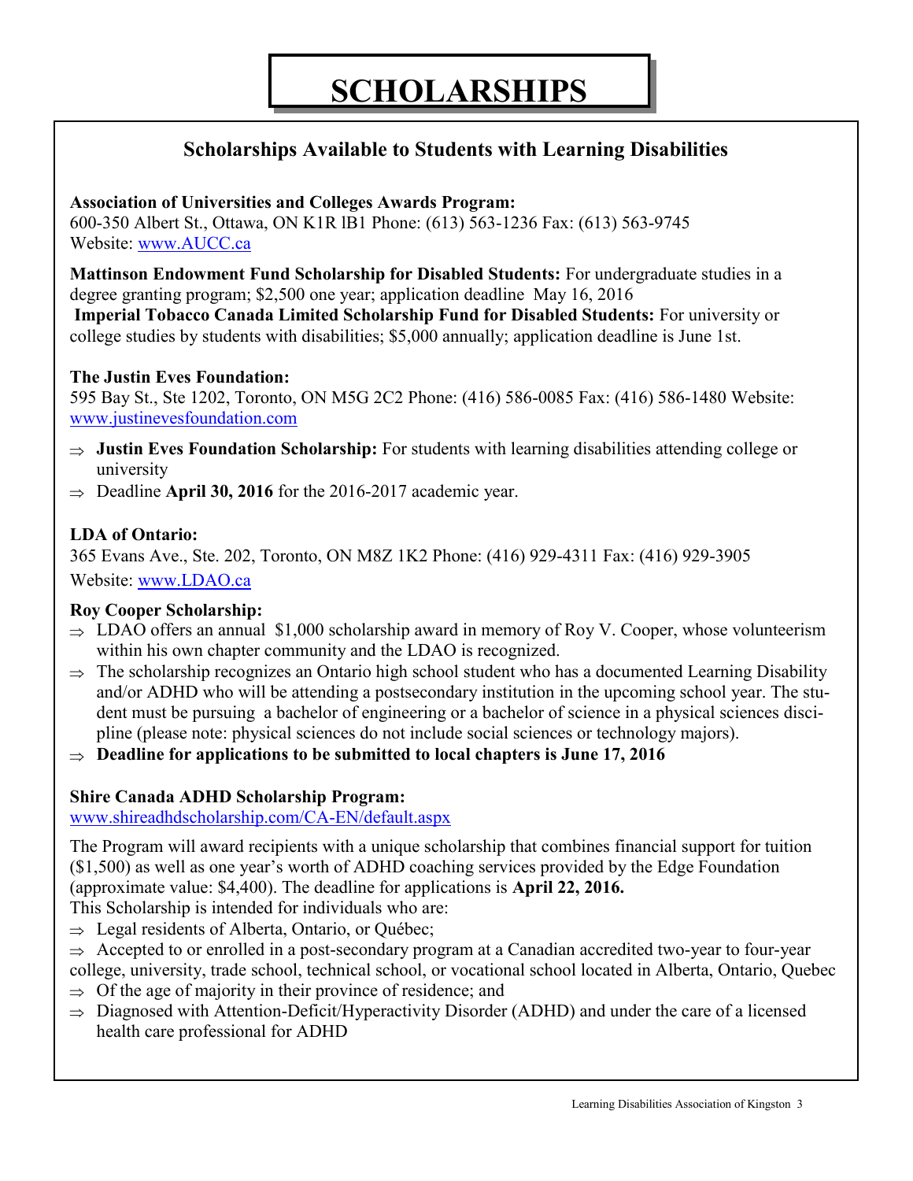# SCHOLARSHIPS

## Scholarships Available to Students with Learning Disabilities

**Association of Universities and Colleges Awards Program:**
600-350 Albert St., Ottawa, ON K1R lB1 Phone: (613) 563-1236 Fax: (613) 563-9745
Website: www.AUCC.ca

**Mattinson Endowment Fund Scholarship for Disabled Students:** For undergraduate studies in a degree granting program; $2,500 one year; application deadline May 16, 2016
**Imperial Tobacco Canada Limited Scholarship Fund for Disabled Students:** For university or college studies by students with disabilities; $5,000 annually; application deadline is June 1st.

**The Justin Eves Foundation:**
595 Bay St., Ste 1202, Toronto, ON M5G 2C2 Phone: (416) 586-0085 Fax: (416) 586-1480 Website: www.justinevesfoundation.com

- **Justin Eves Foundation Scholarship:** For students with learning disabilities attending college or university
- Deadline **April 30, 2016** for the 2016-2017 academic year.

**LDA of Ontario:**
365 Evans Ave., Ste. 202, Toronto, ON M8Z 1K2 Phone: (416) 929-4311 Fax: (416) 929-3905
Website: www.LDAO.ca

**Roy Cooper Scholarship:**
- LDAO offers an annual $1,000 scholarship award in memory of Roy V. Cooper, whose volunteerism within his own chapter community and the LDAO is recognized.
- The scholarship recognizes an Ontario high school student who has a documented Learning Disability and/or ADHD who will be attending a postsecondary institution in the upcoming school year. The student must be pursuing a bachelor of engineering or a bachelor of science in a physical sciences discipline (please note: physical sciences do not include social sciences or technology majors).
- **Deadline for applications to be submitted to local chapters is June 17, 2016**

**Shire Canada ADHD Scholarship Program:**
www.shireadhdscholarship.com/CA-EN/default.aspx

The Program will award recipients with a unique scholarship that combines financial support for tuition ($1,500) as well as one year's worth of ADHD coaching services provided by the Edge Foundation (approximate value: $4,400). The deadline for applications is **April 22, 2016.**
This Scholarship is intended for individuals who are:

- Legal residents of Alberta, Ontario, or Québec;
- Accepted to or enrolled in a post-secondary program at a Canadian accredited two-year to four-year college, university, trade school, technical school, or vocational school located in Alberta, Ontario, Quebec
- Of the age of majority in their province of residence; and
- Diagnosed with Attention-Deficit/Hyperactivity Disorder (ADHD) and under the care of a licensed health care professional for ADHD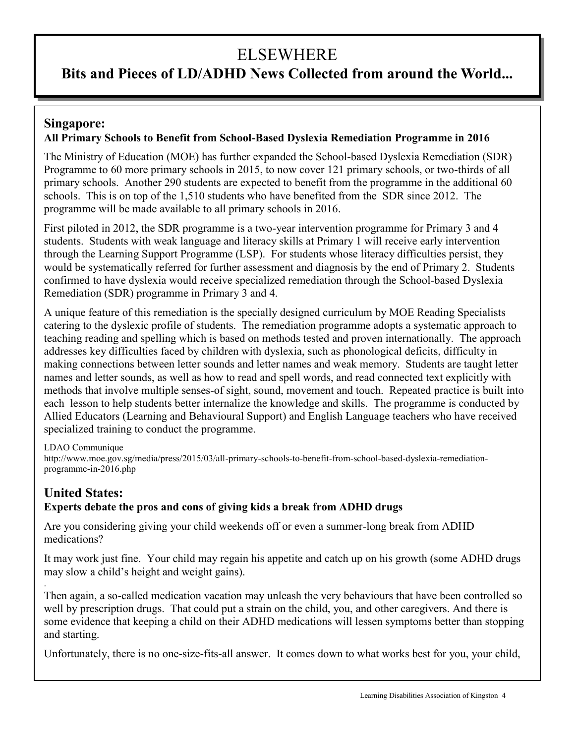# ELSEWHERE

## Bits and Pieces of LD/ADHD News Collected from around the World...

### Singapore:

**All Primary Schools to Benefit from School-Based Dyslexia Remediation Programme in 2016**

The Ministry of Education (MOE) has further expanded the School-based Dyslexia Remediation (SDR) Programme to 60 more primary schools in 2015, to now cover 121 primary schools, or two-thirds of all primary schools. Another 290 students are expected to benefit from the programme in the additional 60 schools. This is on top of the 1,510 students who have benefited from the SDR since 2012. The programme will be made available to all primary schools in 2016.

First piloted in 2012, the SDR programme is a two-year intervention programme for Primary 3 and 4 students. Students with weak language and literacy skills at Primary 1 will receive early intervention through the Learning Support Programme (LSP). For students whose literacy difficulties persist, they would be systematically referred for further assessment and diagnosis by the end of Primary 2. Students confirmed to have dyslexia would receive specialized remediation through the School-based Dyslexia Remediation (SDR) programme in Primary 3 and 4.

A unique feature of this remediation is the specially designed curriculum by MOE Reading Specialists catering to the dyslexic profile of students. The remediation programme adopts a systematic approach to teaching reading and spelling which is based on methods tested and proven internationally. The approach addresses key difficulties faced by children with dyslexia, such as phonological deficits, difficulty in making connections between letter sounds and letter names and weak memory. Students are taught letter names and letter sounds, as well as how to read and spell words, and read connected text explicitly with methods that involve multiple senses-of sight, sound, movement and touch. Repeated practice is built into each lesson to help students better internalize the knowledge and skills. The programme is conducted by Allied Educators (Learning and Behavioural Support) and English Language teachers who have received specialized training to conduct the programme.

LDAO Communique
http://www.moe.gov.sg/media/press/2015/03/all-primary-schools-to-benefit-from-school-based-dyslexia-remediation-programme-in-2016.php

### United States:

**Experts debate the pros and cons of giving kids a break from ADHD drugs**

Are you considering giving your child weekends off or even a summer-long break from ADHD medications?

It may work just fine. Your child may regain his appetite and catch up on his growth (some ADHD drugs may slow a child's height and weight gains).

Then again, a so-called medication vacation may unleash the very behaviours that have been controlled so well by prescription drugs. That could put a strain on the child, you, and other caregivers. And there is some evidence that keeping a child on their ADHD medications will lessen symptoms better than stopping and starting.

Unfortunately, there is no one-size-fits-all answer. It comes down to what works best for you, your child,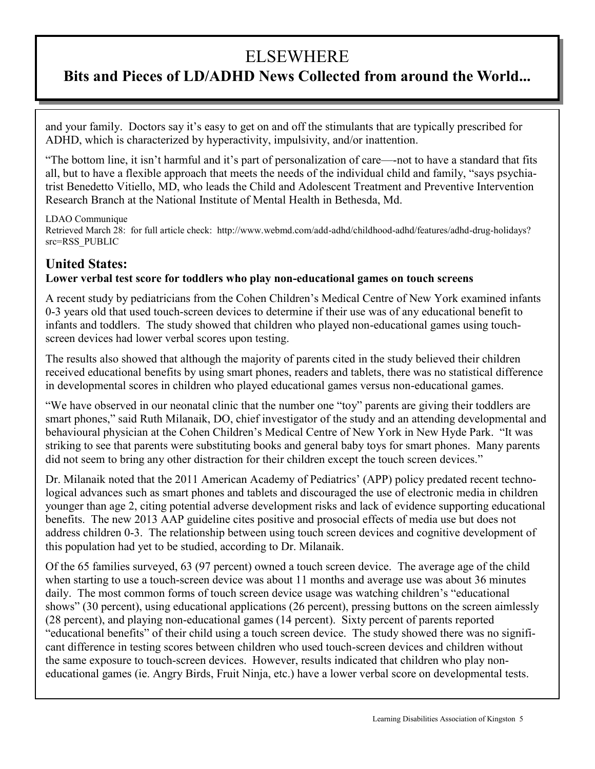# ELSEWHERE

## Bits and Pieces of LD/ADHD News Collected from around the World...

and your family. Doctors say it's easy to get on and off the stimulants that are typically prescribed for ADHD, which is characterized by hyperactivity, impulsivity, and/or inattention.

"The bottom line, it isn't harmful and it's part of personalization of care—-not to have a standard that fits all, but to have a flexible approach that meets the needs of the individual child and family, "says psychiatrist Benedetto Vitiello, MD, who leads the Child and Adolescent Treatment and Preventive Intervention Research Branch at the National Institute of Mental Health in Bethesda, Md.

LDAO Communique
Retrieved March 28: for full article check: http://www.webmd.com/add-adhd/childhood-adhd/features/adhd-drug-holidays?src=RSS_PUBLIC

### United States:

**Lower verbal test score for toddlers who play non-educational games on touch screens**

A recent study by pediatricians from the Cohen Children's Medical Centre of New York examined infants 0-3 years old that used touch-screen devices to determine if their use was of any educational benefit to infants and toddlers. The study showed that children who played non-educational games using touch-screen devices had lower verbal scores upon testing.

The results also showed that although the majority of parents cited in the study believed their children received educational benefits by using smart phones, readers and tablets, there was no statistical difference in developmental scores in children who played educational games versus non-educational games.

"We have observed in our neonatal clinic that the number one "toy" parents are giving their toddlers are smart phones," said Ruth Milanaik, DO, chief investigator of the study and an attending developmental and behavioural physician at the Cohen Children's Medical Centre of New York in New Hyde Park. "It was striking to see that parents were substituting books and general baby toys for smart phones. Many parents did not seem to bring any other distraction for their children except the touch screen devices."

Dr. Milanaik noted that the 2011 American Academy of Pediatrics' (APP) policy predated recent technological advances such as smart phones and tablets and discouraged the use of electronic media in children younger than age 2, citing potential adverse development risks and lack of evidence supporting educational benefits. The new 2013 AAP guideline cites positive and prosocial effects of media use but does not address children 0-3. The relationship between using touch screen devices and cognitive development of this population had yet to be studied, according to Dr. Milanaik.

Of the 65 families surveyed, 63 (97 percent) owned a touch screen device. The average age of the child when starting to use a touch-screen device was about 11 months and average use was about 36 minutes daily. The most common forms of touch screen device usage was watching children's "educational shows" (30 percent), using educational applications (26 percent), pressing buttons on the screen aimlessly (28 percent), and playing non-educational games (14 percent). Sixty percent of parents reported "educational benefits" of their child using a touch screen device. The study showed there was no significant difference in testing scores between children who used touch-screen devices and children without the same exposure to touch-screen devices. However, results indicated that children who play non-educational games (ie. Angry Birds, Fruit Ninja, etc.) have a lower verbal score on developmental tests.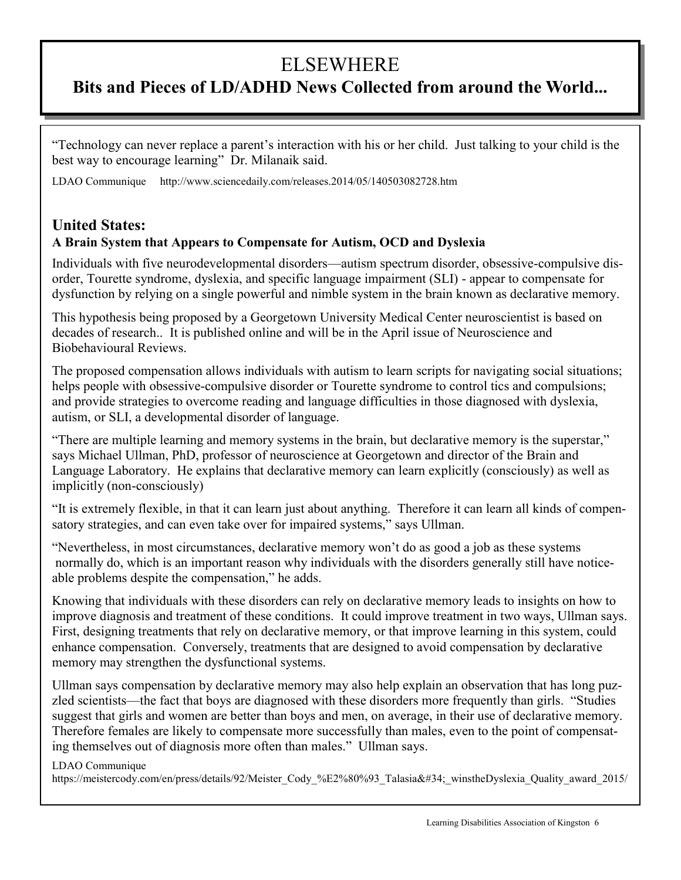# ELSEWHERE

## Bits and Pieces of LD/ADHD News Collected from around the World...

"Technology can never replace a parent's interaction with his or her child. Just talking to your child is the best way to encourage learning" Dr. Milanaik said.

LDAO Communique http://www.sciencedaily.com/releases.2014/05/140503082728.htm

### United States:

#### A Brain System that Appears to Compensate for Autism, OCD and Dyslexia

Individuals with five neurodevelopmental disorders—autism spectrum disorder, obsessive-compulsive disorder, Tourette syndrome, dyslexia, and specific language impairment (SLI) - appear to compensate for dysfunction by relying on a single powerful and nimble system in the brain known as declarative memory.

This hypothesis being proposed by a Georgetown University Medical Center neuroscientist is based on decades of research.. It is published online and will be in the April issue of Neuroscience and Biobehavioural Reviews.

The proposed compensation allows individuals with autism to learn scripts for navigating social situations; helps people with obsessive-compulsive disorder or Tourette syndrome to control tics and compulsions; and provide strategies to overcome reading and language difficulties in those diagnosed with dyslexia, autism, or SLI, a developmental disorder of language.

"There are multiple learning and memory systems in the brain, but declarative memory is the superstar," says Michael Ullman, PhD, professor of neuroscience at Georgetown and director of the Brain and Language Laboratory. He explains that declarative memory can learn explicitly (consciously) as well as implicitly (non-consciously)

"It is extremely flexible, in that it can learn just about anything. Therefore it can learn all kinds of compensatory strategies, and can even take over for impaired systems," says Ullman.

"Nevertheless, in most circumstances, declarative memory won't do as good a job as these systems normally do, which is an important reason why individuals with the disorders generally still have noticeable problems despite the compensation," he adds.

Knowing that individuals with these disorders can rely on declarative memory leads to insights on how to improve diagnosis and treatment of these conditions. It could improve treatment in two ways, Ullman says. First, designing treatments that rely on declarative memory, or that improve learning in this system, could enhance compensation. Conversely, treatments that are designed to avoid compensation by declarative memory may strengthen the dysfunctional systems.

Ullman says compensation by declarative memory may also help explain an observation that has long puzzled scientists—the fact that boys are diagnosed with these disorders more frequently than girls. "Studies suggest that girls and women are better than boys and men, on average, in their use of declarative memory. Therefore females are likely to compensate more successfully than males, even to the point of compensating themselves out of diagnosis more often than males." Ullman says.

LDAO Communique
https://meistercody.com/en/press/details/92/Meister_Cody_%E2%80%93_Talasia&#34;_winstheDyslexia_Quality_award_2015/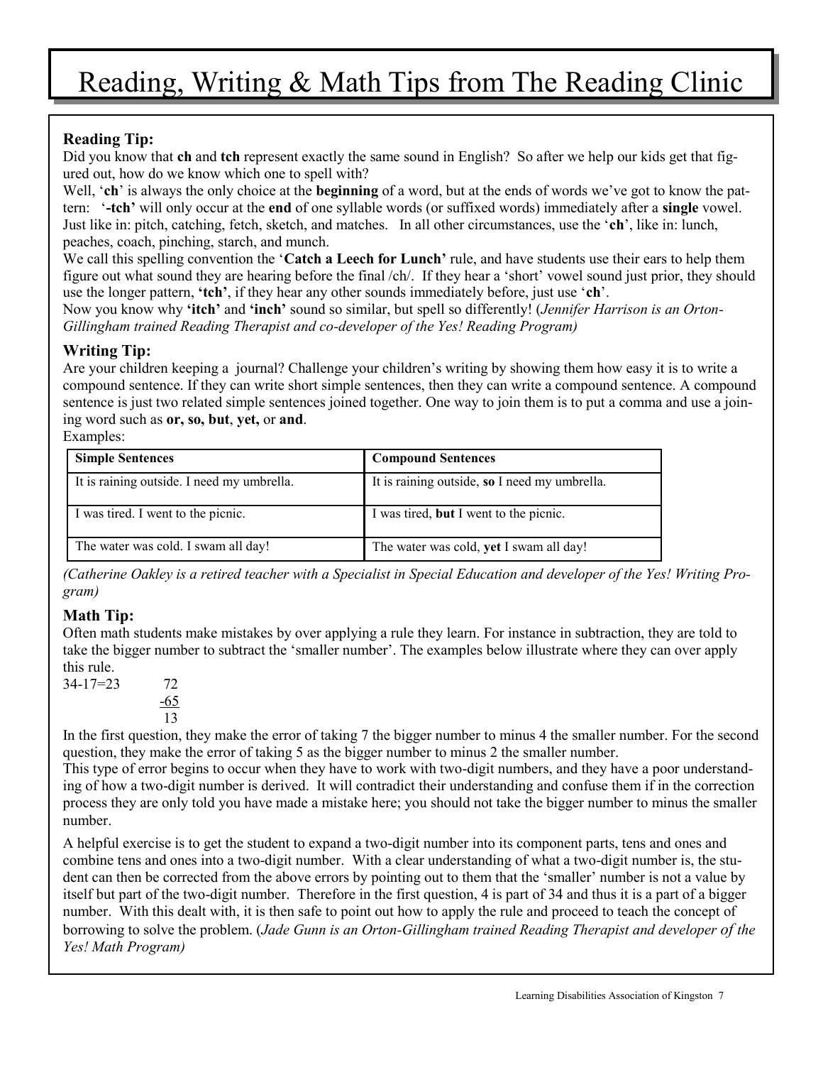# Reading, Writing & Math Tips from The Reading Clinic

### Reading Tip:

Did you know that **ch** and **tch** represent exactly the same sound in English? So after we help our kids get that figured out, how do we know which one to spell with?

Well, '**ch**' is always the only choice at the **beginning** of a word, but at the ends of words we've got to know the pattern: **'-tch'** will only occur at the **end** of one syllable words (or suffixed words) immediately after a **single** vowel. Just like in: pitch, catching, fetch, sketch, and matches. In all other circumstances, use the '**ch**', like in: lunch, peaches, coach, pinching, starch, and munch.

We call this spelling convention the '**Catch a Leech for Lunch'** rule, and have students use their ears to help them figure out what sound they are hearing before the final /ch/. If they hear a 'short' vowel sound just prior, they should use the longer pattern, **'tch'**, if they hear any other sounds immediately before, just use '**ch**'.

Now you know why **'itch'** and **'inch'** sound so similar, but spell so differently! (*Jennifer Harrison is an Orton-Gillingham trained Reading Therapist and co-developer of the Yes! Reading Program)*

### Writing Tip:

Are your children keeping a journal? Challenge your children's writing by showing them how easy it is to write a compound sentence. If they can write short simple sentences, then they can write a compound sentence. A compound sentence is just two related simple sentences joined together. One way to join them is to put a comma and use a joining word such as **or, so, but**, **yet,** or **and**.

Examples:

| Simple Sentences | Compound Sentences |
|---|---|
| It is raining outside. I need my umbrella. | It is raining outside, **so** I need my umbrella. |
| I was tired. I went to the picnic. | I was tired, **but** I went to the picnic. |
| The water was cold. I swam all day! | The water was cold, **yet** I swam all day! |

*(Catherine Oakley is a retired teacher with a Specialist in Special Education and developer of the Yes! Writing Program)*

### Math Tip:

Often math students make mistakes by over applying a rule they learn. For instance in subtraction, they are told to take the bigger number to subtract the 'smaller number'. The examples below illustrate where they can over apply this rule.

34-17=23

$$\begin{array}{r} 72 \\ \underline{-65} \\ 13 \end{array}$$

In the first question, they make the error of taking 7 the bigger number to minus 4 the smaller number. For the second question, they make the error of taking 5 as the bigger number to minus 2 the smaller number.

This type of error begins to occur when they have to work with two-digit numbers, and they have a poor understanding of how a two-digit number is derived. It will contradict their understanding and confuse them if in the correction process they are only told you have made a mistake here; you should not take the bigger number to minus the smaller number.

A helpful exercise is to get the student to expand a two-digit number into its component parts, tens and ones and combine tens and ones into a two-digit number. With a clear understanding of what a two-digit number is, the student can then be corrected from the above errors by pointing out to them that the 'smaller' number is not a value by itself but part of the two-digit number. Therefore in the first question, 4 is part of 34 and thus it is a part of a bigger number. With this dealt with, it is then safe to point out how to apply the rule and proceed to teach the concept of borrowing to solve the problem. (*Jade Gunn is an Orton-Gillingham trained Reading Therapist and developer of the Yes! Math Program)*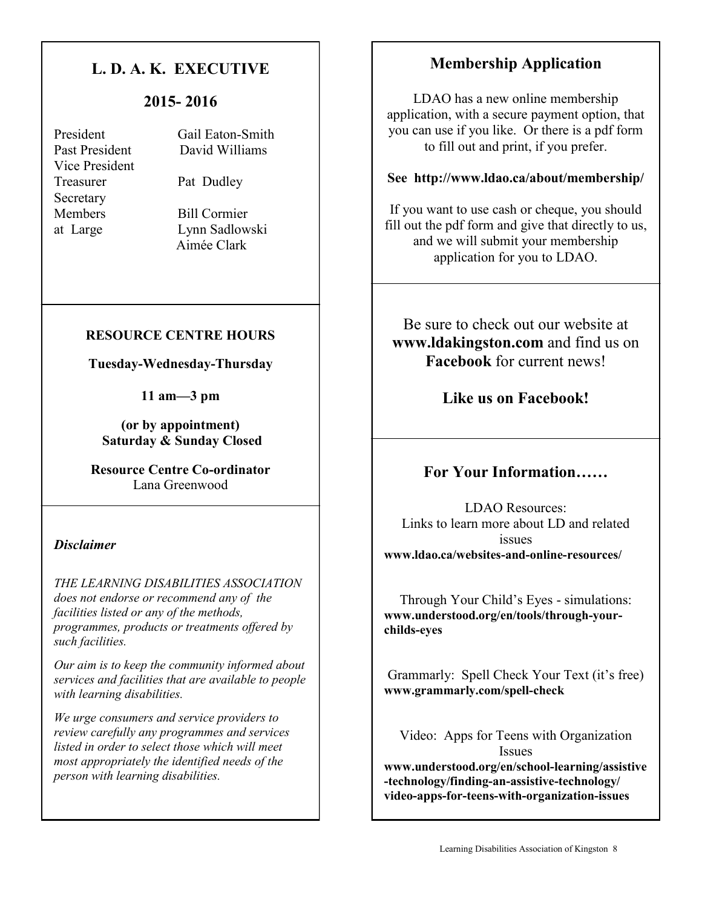## L. D. A. K. EXECUTIVE

## 2015- 2016

| | |
|---|---|
| President | Gail Eaton-Smith |
| Past President | David Williams |
| Vice President | |
| Treasurer | Pat Dudley |
| Secretary | |
| Members at Large | Bill Cormier |
| | Lynn Sadlowski |
| | Aimée Clark |

**RESOURCE CENTRE HOURS**

**Tuesday-Wednesday-Thursday**

**11 am—3 pm**

**(or by appointment)**
**Saturday & Sunday Closed**

**Resource Centre Co-ordinator**
Lana Greenwood

***Disclaimer***

*THE LEARNING DISABILITIES ASSOCIATION does not endorse or recommend any of the facilities listed or any of the methods, programmes, products or treatments offered by such facilities.*

*Our aim is to keep the community informed about services and facilities that are available to people with learning disabilities.*

*We urge consumers and service providers to review carefully any programmes and services listed in order to select those which will meet most appropriately the identified needs of the person with learning disabilities.*

## Membership Application

LDAO has a new online membership application, with a secure payment option, that you can use if you like. Or there is a pdf form to fill out and print, if you prefer.

**See http://www.ldao.ca/about/membership/**

If you want to use cash or cheque, you should fill out the pdf form and give that directly to us, and we will submit your membership application for you to LDAO.

Be sure to check out our website at **www.ldakingston.com** and find us on **Facebook** for current news!

**Like us on Facebook!**

## For Your Information……

LDAO Resources:
Links to learn more about LD and related issues
**www.ldao.ca/websites-and-online-resources/**

Through Your Child's Eyes - simulations:
**www.understood.org/en/tools/through-your-childs-eyes**

Grammarly: Spell Check Your Text (it's free)
**www.grammarly.com/spell-check**

Video: Apps for Teens with Organization Issues
**www.understood.org/en/school-learning/assistive-technology/finding-an-assistive-technology/video-apps-for-teens-with-organization-issues**